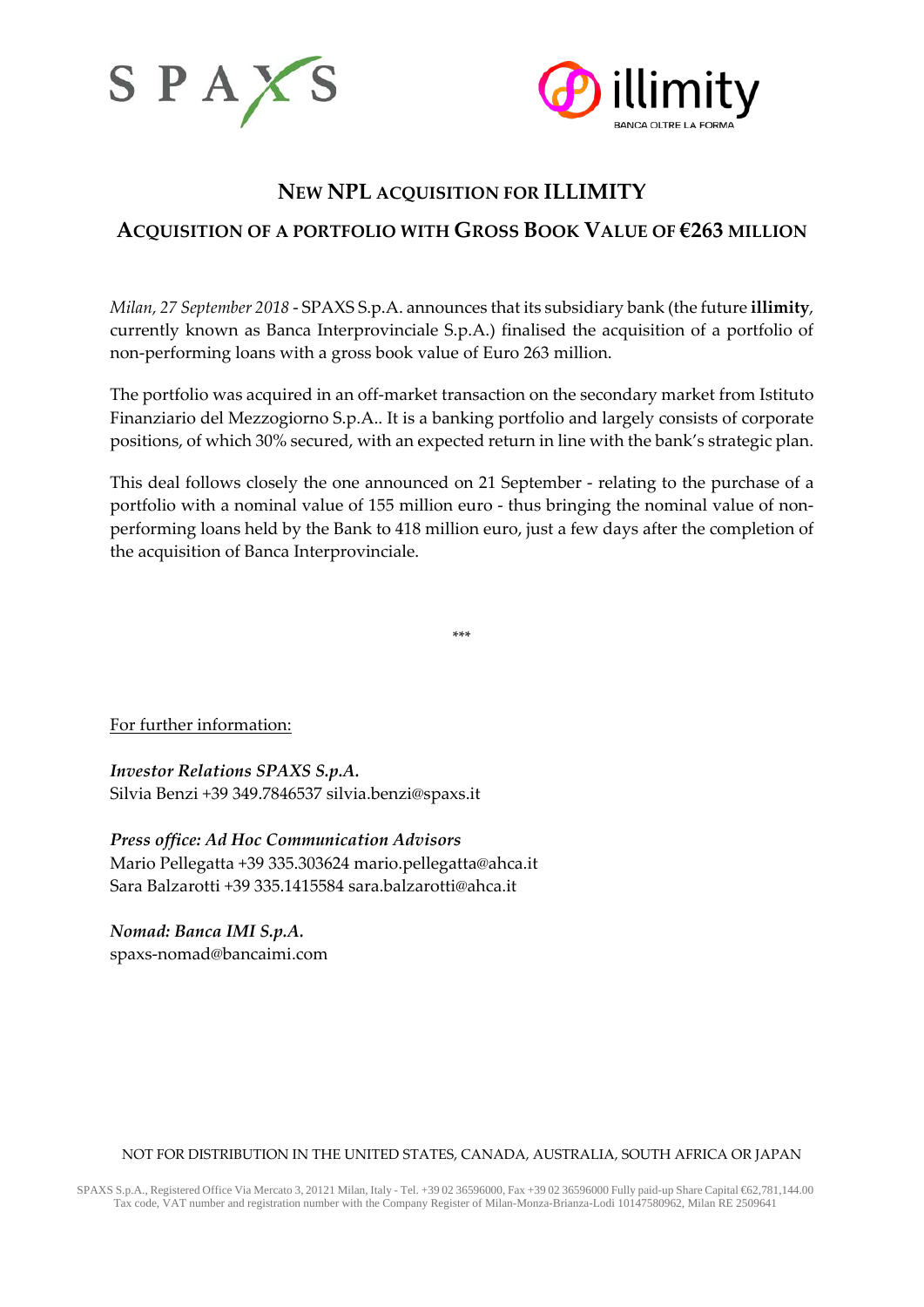# NEW NPL ACQUISITION FOR ILLIMITY

## ACQUISITION OF A PORTFOLIO WITH GROSS BOOK VALUE OF €263 MILLION

*Milan, 27 September 2018* - SPAXS S.p.A. announces that its subsidiary bank (the future **illimity**, currently known as Banca Interprovinciale S.p.A.) finalised the acquisition of a portfolio of non-performing loans with a gross book value of Euro 263 million.

The portfolio was acquired in an off-market transaction on the secondary market from Istituto Finanziario del Mezzogiorno S.p.A.. It is a banking portfolio and largely consists of corporate positions, of which 30% secured, with an expected return in line with the bank's strategic plan.

This deal follows closely the one announced on 21 September - relating to the purchase of a portfolio with a nominal value of 155 million euro - thus bringing the nominal value of non-performing loans held by the Bank to 418 million euro, just a few days after the completion of the acquisition of Banca Interprovinciale.

***

For further information:

***Investor Relations SPAXS S.p.A.***
Silvia Benzi +39 349.7846537 silvia.benzi@spaxs.it

***Press office: Ad Hoc Communication Advisors***
Mario Pellegatta +39 335.303624 mario.pellegatta@ahca.it
Sara Balzarotti +39 335.1415584 sara.balzarotti@ahca.it

***Nomad: Banca IMI S.p.A.***
spaxs-nomad@bancaimi.com

NOT FOR DISTRIBUTION IN THE UNITED STATES, CANADA, AUSTRALIA, SOUTH AFRICA OR JAPAN

SPAXS S.p.A., Registered Office Via Mercato 3, 20121 Milan, Italy - Tel. +39 02 36596000, Fax +39 02 36596000 Fully paid-up Share Capital €62,781,144.00
Tax code, VAT number and registration number with the Company Register of Milan-Monza-Brianza-Lodi 10147580962, Milan RE 2509641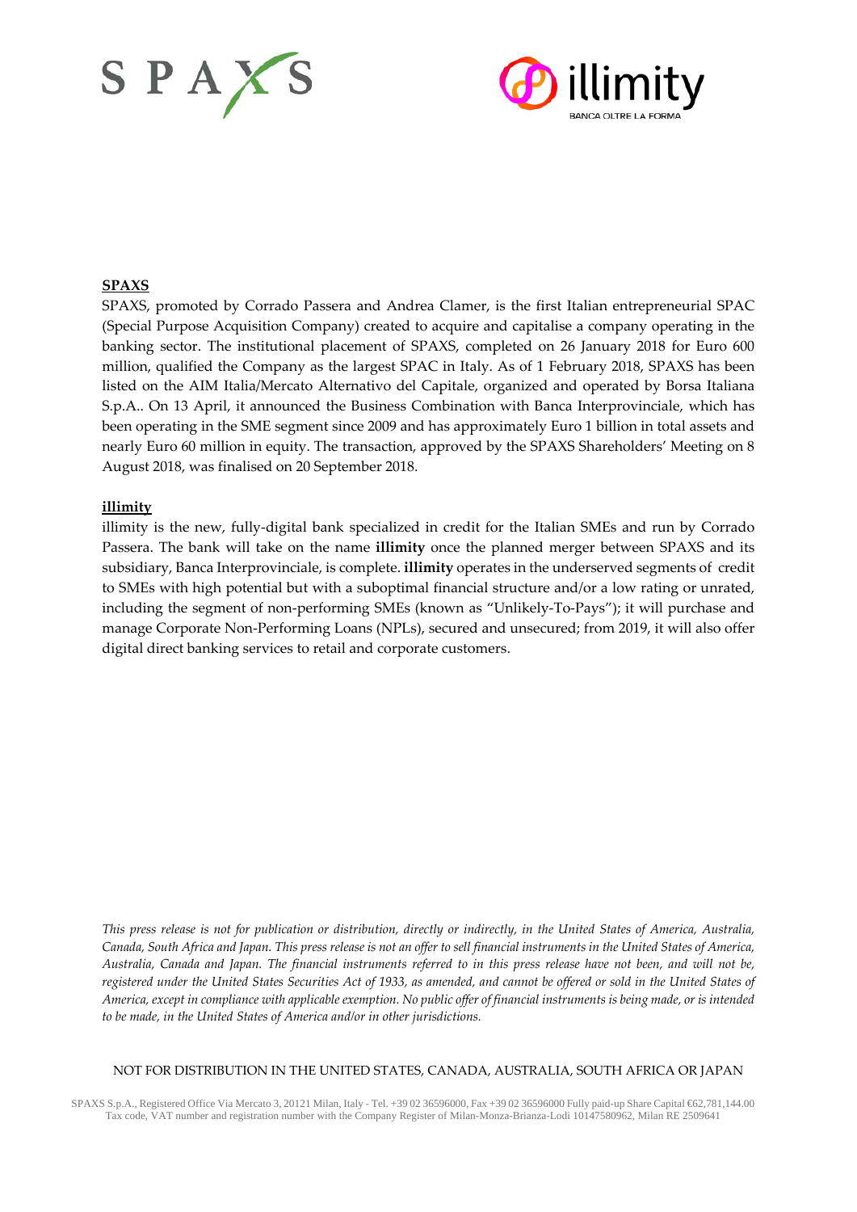**SPAXS**

SPAXS, promoted by Corrado Passera and Andrea Clamer, is the first Italian entrepreneurial SPAC (Special Purpose Acquisition Company) created to acquire and capitalise a company operating in the banking sector. The institutional placement of SPAXS, completed on 26 January 2018 for Euro 600 million, qualified the Company as the largest SPAC in Italy. As of 1 February 2018, SPAXS has been listed on the AIM Italia/Mercato Alternativo del Capitale, organized and operated by Borsa Italiana S.p.A.. On 13 April, it announced the Business Combination with Banca Interprovinciale, which has been operating in the SME segment since 2009 and has approximately Euro 1 billion in total assets and nearly Euro 60 million in equity. The transaction, approved by the SPAXS Shareholders' Meeting on 8 August 2018, was finalised on 20 September 2018.

**illimity**

illimity is the new, fully-digital bank specialized in credit for the Italian SMEs and run by Corrado Passera. The bank will take on the name **illimity** once the planned merger between SPAXS and its subsidiary, Banca Interprovinciale, is complete. **illimity** operates in the underserved segments of credit to SMEs with high potential but with a suboptimal financial structure and/or a low rating or unrated, including the segment of non-performing SMEs (known as "Unlikely-To-Pays"); it will purchase and manage Corporate Non-Performing Loans (NPLs), secured and unsecured; from 2019, it will also offer digital direct banking services to retail and corporate customers.

*This press release is not for publication or distribution, directly or indirectly, in the United States of America, Australia, Canada, South Africa and Japan. This press release is not an offer to sell financial instruments in the United States of America, Australia, Canada and Japan. The financial instruments referred to in this press release have not been, and will not be, registered under the United States Securities Act of 1933, as amended, and cannot be offered or sold in the United States of America, except in compliance with applicable exemption. No public offer of financial instruments is being made, or is intended to be made, in the United States of America and/or in other jurisdictions.*

NOT FOR DISTRIBUTION IN THE UNITED STATES, CANADA, AUSTRALIA, SOUTH AFRICA OR JAPAN

SPAXS S.p.A., Registered Office Via Mercato 3, 20121 Milan, Italy - Tel. +39 02 36596000, Fax +39 02 36596000 Fully paid-up Share Capital €62,781,144.00
Tax code, VAT number and registration number with the Company Register of Milan-Monza-Brianza-Lodi 10147580962, Milan RE 2509641